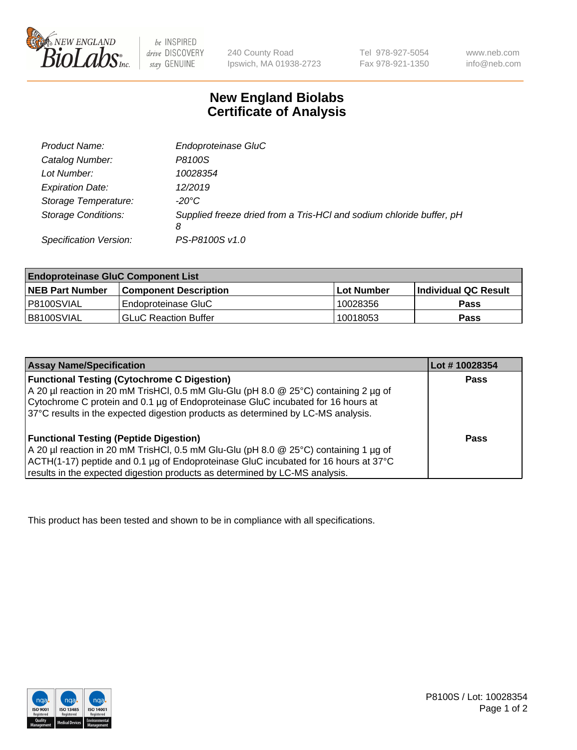# New England Biolabs Certificate of Analysis

| | |
|---|---|
| *Product Name:* | *Endoproteinase GluC* |
| *Catalog Number:* | *P8100S* |
| *Lot Number:* | *10028354* |
| *Expiration Date:* | *12/2019* |
| *Storage Temperature:* | *-20°C* |
| *Storage Conditions:* | *Supplied freeze dried from a Tris-HCl and sodium chloride buffer, pH 8* |
| *Specification Version:* | *PS-P8100S v1.0* |

| Endoproteinase GluC Component List | | | |
|---|---|---|---|
| **NEB Part Number** | **Component Description** | **Lot Number** | **Individual QC Result** |
| P8100SVIAL | Endoproteinase GluC | 10028356 | **Pass** |
| B8100SVIAL | GLuC Reaction Buffer | 10018053 | **Pass** |

| Assay Name/Specification | Lot # 10028354 |
|---|---|
| **Functional Testing (Cytochrome C Digestion)**<br>A 20 µl reaction in 20 mM TrisHCl, 0.5 mM Glu-Glu (pH 8.0 @ 25°C) containing 2 µg of Cytochrome C protein and 0.1 µg of Endoproteinase GluC incubated for 16 hours at 37°C results in the expected digestion products as determined by LC-MS analysis. | **Pass** |
| **Functional Testing (Peptide Digestion)**<br>A 20 µl reaction in 20 mM TrisHCl, 0.5 mM Glu-Glu (pH 8.0 @ 25°C) containing 1 µg of ACTH(1-17) peptide and 0.1 µg of Endoproteinase GluC incubated for 16 hours at 37°C results in the expected digestion products as determined by LC-MS analysis. | **Pass** |

This product has been tested and shown to be in compliance with all specifications.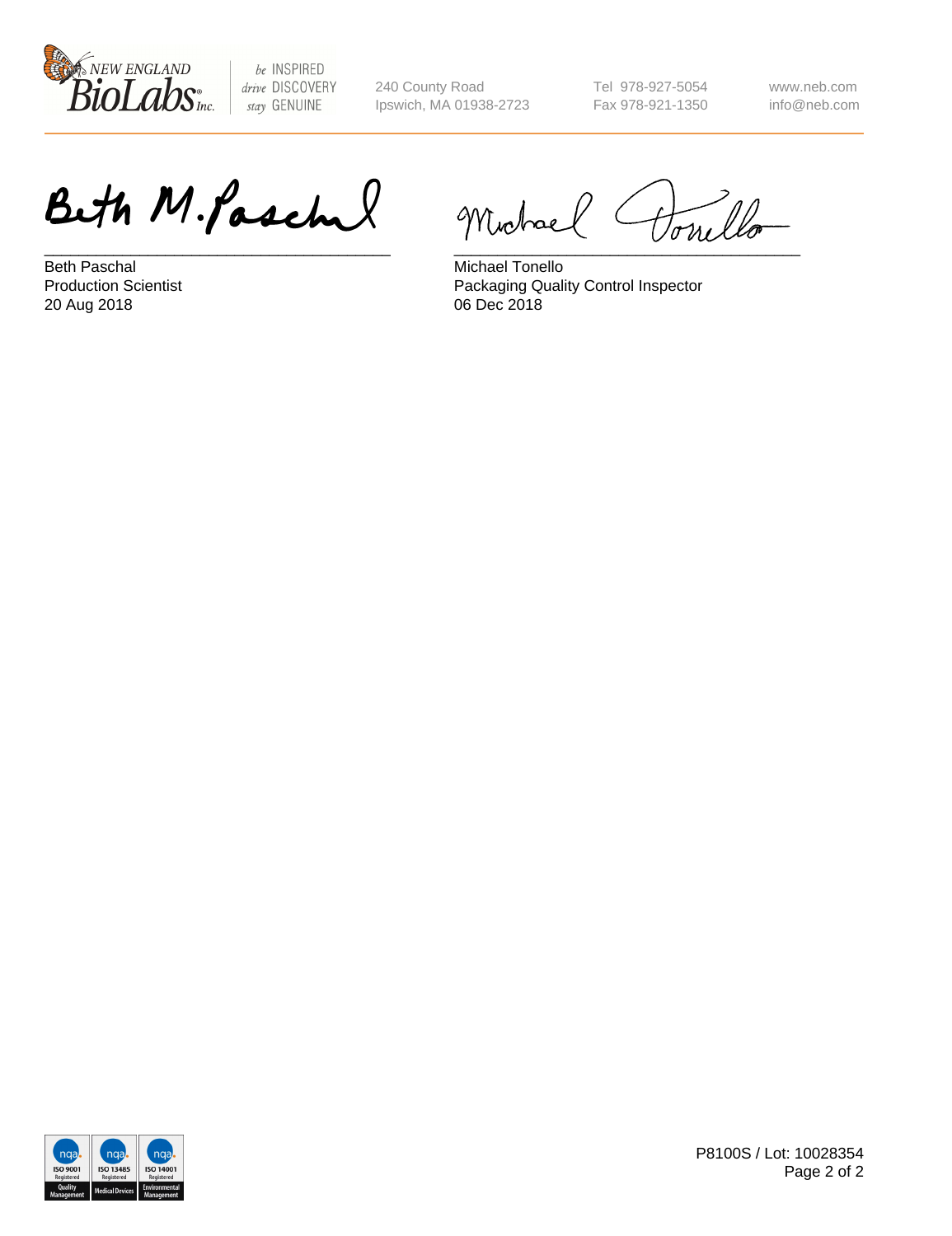240 County Road
Ipswich, MA 01938-2723

Tel 978-927-5054
Fax 978-921-1350

www.neb.com
info@neb.com

Beth Paschal
Production Scientist
20 Aug 2018

Michael Tonello
Packaging Quality Control Inspector
06 Dec 2018

P8100S / Lot: 10028354